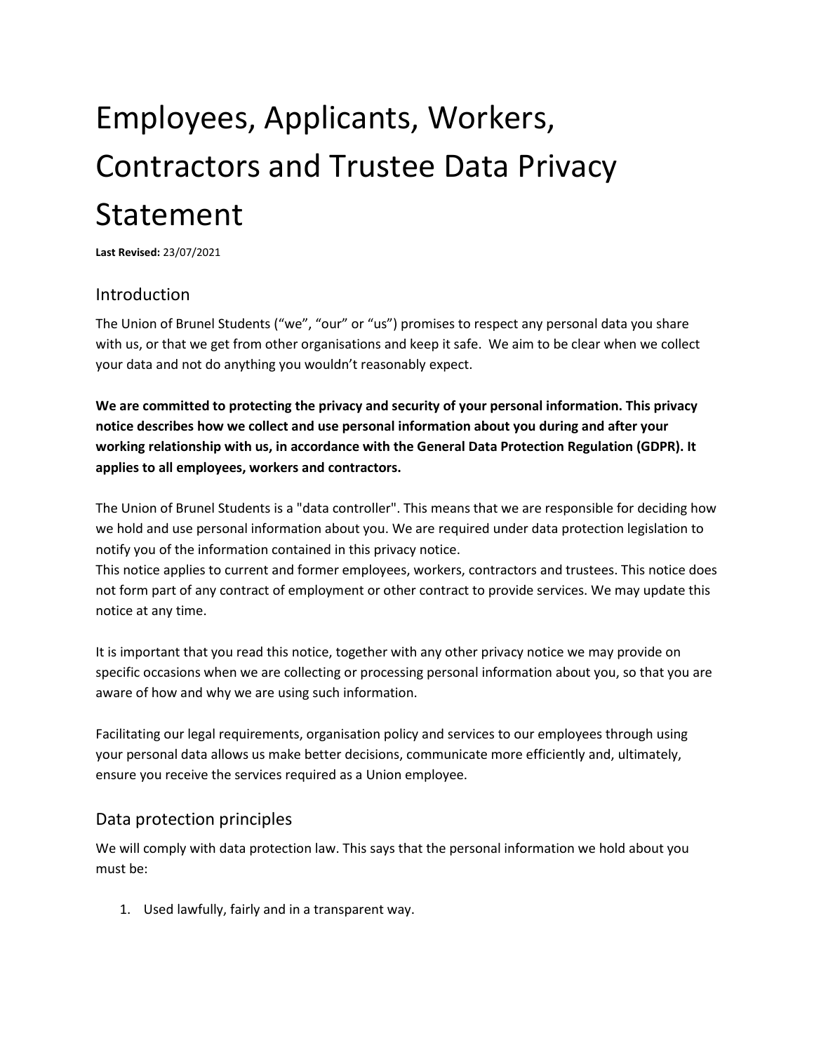# Employees, Applicants, Workers, Contractors and Trustee Data Privacy Statement

**Last Revised:** 23/07/2021

## Introduction

The Union of Brunel Students ("we", "our" or "us") promises to respect any personal data you share with us, or that we get from other organisations and keep it safe. We aim to be clear when we collect your data and not do anything you wouldn't reasonably expect.

**We are committed to protecting the privacy and security of your personal information. This privacy notice describes how we collect and use personal information about you during and after your working relationship with us, in accordance with the General Data Protection Regulation (GDPR). It applies to all employees, workers and contractors.**

The Union of Brunel Students is a "data controller". This means that we are responsible for deciding how we hold and use personal information about you. We are required under data protection legislation to notify you of the information contained in this privacy notice.
This notice applies to current and former employees, workers, contractors and trustees. This notice does not form part of any contract of employment or other contract to provide services. We may update this notice at any time.

It is important that you read this notice, together with any other privacy notice we may provide on specific occasions when we are collecting or processing personal information about you, so that you are aware of how and why we are using such information.

Facilitating our legal requirements, organisation policy and services to our employees through using your personal data allows us make better decisions, communicate more efficiently and, ultimately, ensure you receive the services required as a Union employee.

## Data protection principles

We will comply with data protection law. This says that the personal information we hold about you must be:

1. Used lawfully, fairly and in a transparent way.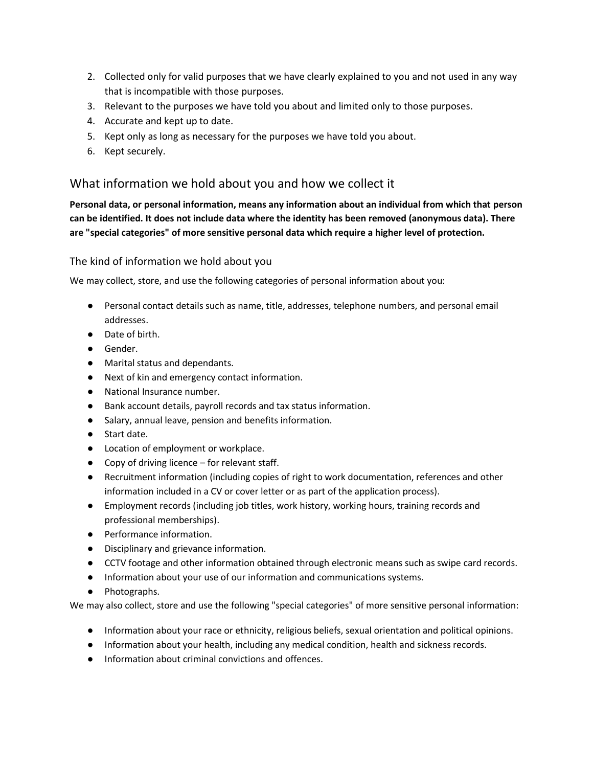2. Collected only for valid purposes that we have clearly explained to you and not used in any way that is incompatible with those purposes.
3. Relevant to the purposes we have told you about and limited only to those purposes.
4. Accurate and kept up to date.
5. Kept only as long as necessary for the purposes we have told you about.
6. Kept securely.

## What information we hold about you and how we collect it

**Personal data, or personal information, means any information about an individual from which that person can be identified. It does not include data where the identity has been removed (anonymous data). There are "special categories" of more sensitive personal data which require a higher level of protection.**

### The kind of information we hold about you

We may collect, store, and use the following categories of personal information about you:

- Personal contact details such as name, title, addresses, telephone numbers, and personal email addresses.
- Date of birth.
- Gender.
- Marital status and dependants.
- Next of kin and emergency contact information.
- National Insurance number.
- Bank account details, payroll records and tax status information.
- Salary, annual leave, pension and benefits information.
- Start date.
- Location of employment or workplace.
- Copy of driving licence – for relevant staff.
- Recruitment information (including copies of right to work documentation, references and other information included in a CV or cover letter or as part of the application process).
- Employment records (including job titles, work history, working hours, training records and professional memberships).
- Performance information.
- Disciplinary and grievance information.
- CCTV footage and other information obtained through electronic means such as swipe card records.
- Information about your use of our information and communications systems.
- Photographs.

We may also collect, store and use the following "special categories" of more sensitive personal information:

- Information about your race or ethnicity, religious beliefs, sexual orientation and political opinions.
- Information about your health, including any medical condition, health and sickness records.
- Information about criminal convictions and offences.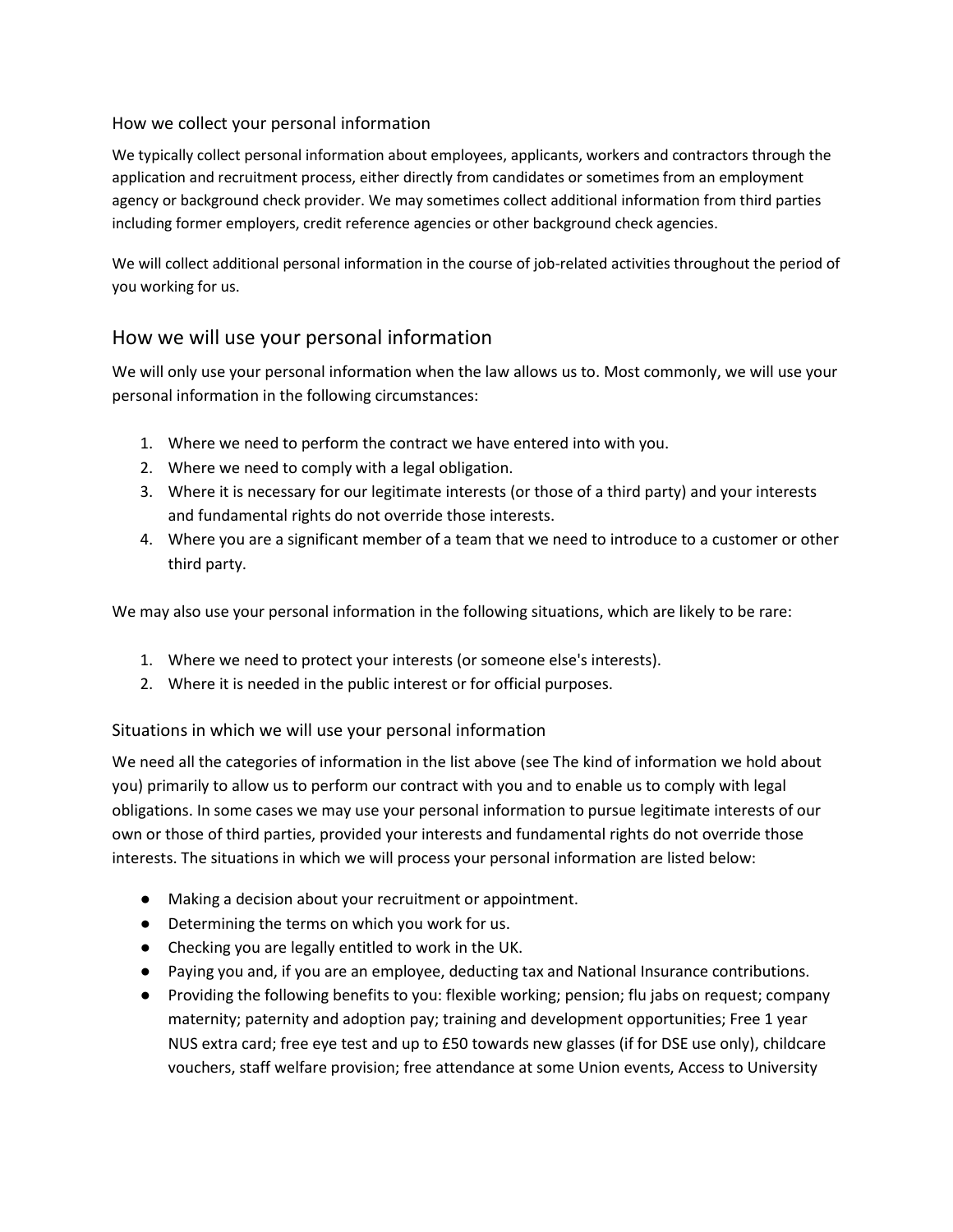### How we collect your personal information

We typically collect personal information about employees, applicants, workers and contractors through the application and recruitment process, either directly from candidates or sometimes from an employment agency or background check provider. We may sometimes collect additional information from third parties including former employers, credit reference agencies or other background check agencies.

We will collect additional personal information in the course of job-related activities throughout the period of you working for us.

## How we will use your personal information

We will only use your personal information when the law allows us to. Most commonly, we will use your personal information in the following circumstances:

1. Where we need to perform the contract we have entered into with you.
2. Where we need to comply with a legal obligation.
3. Where it is necessary for our legitimate interests (or those of a third party) and your interests and fundamental rights do not override those interests.
4. Where you are a significant member of a team that we need to introduce to a customer or other third party.

We may also use your personal information in the following situations, which are likely to be rare:

1. Where we need to protect your interests (or someone else's interests).
2. Where it is needed in the public interest or for official purposes.

### Situations in which we will use your personal information

We need all the categories of information in the list above (see The kind of information we hold about you) primarily to allow us to perform our contract with you and to enable us to comply with legal obligations. In some cases we may use your personal information to pursue legitimate interests of our own or those of third parties, provided your interests and fundamental rights do not override those interests. The situations in which we will process your personal information are listed below:

- Making a decision about your recruitment or appointment.
- Determining the terms on which you work for us.
- Checking you are legally entitled to work in the UK.
- Paying you and, if you are an employee, deducting tax and National Insurance contributions.
- Providing the following benefits to you: flexible working; pension; flu jabs on request; company maternity; paternity and adoption pay; training and development opportunities; Free 1 year NUS extra card; free eye test and up to £50 towards new glasses (if for DSE use only), childcare vouchers, staff welfare provision; free attendance at some Union events, Access to University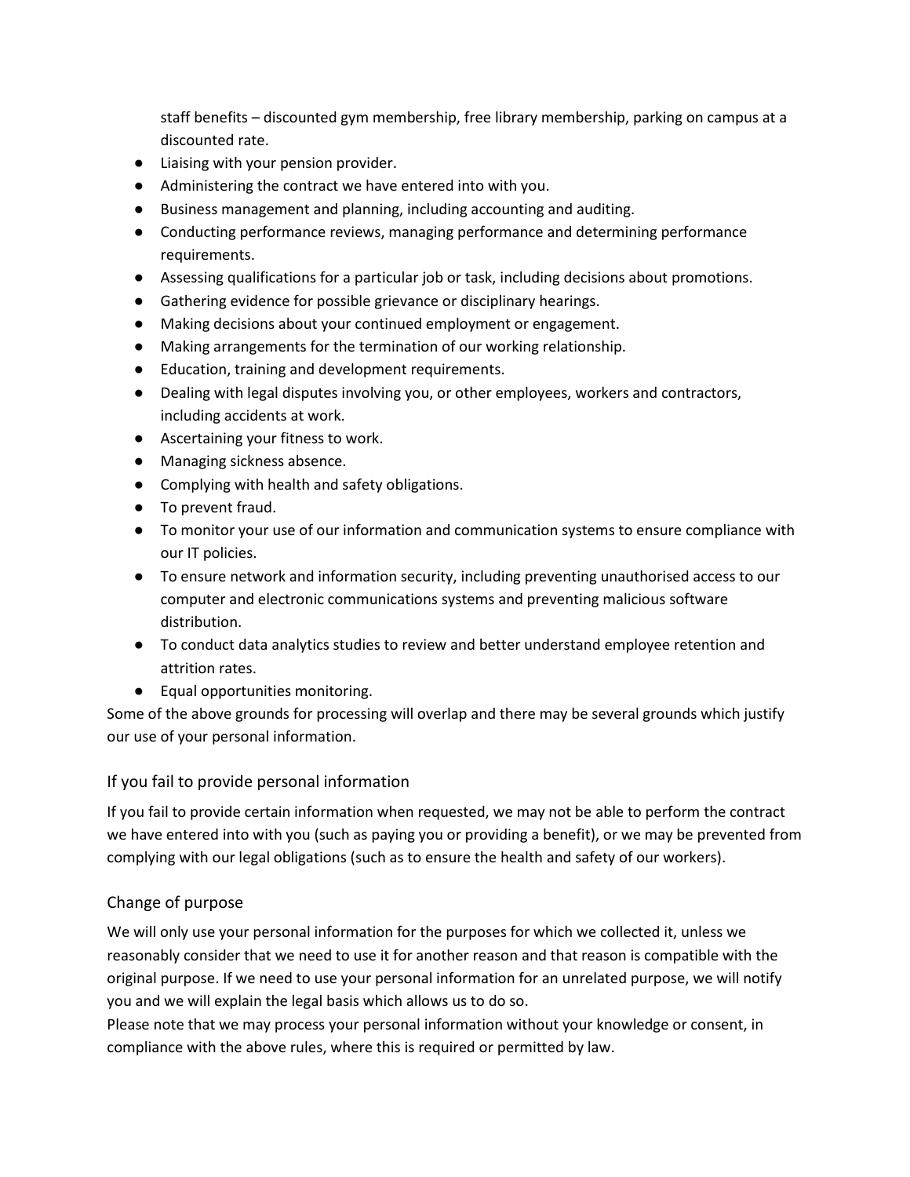staff benefits – discounted gym membership, free library membership, parking on campus at a discounted rate.

- Liaising with your pension provider.
- Administering the contract we have entered into with you.
- Business management and planning, including accounting and auditing.
- Conducting performance reviews, managing performance and determining performance requirements.
- Assessing qualifications for a particular job or task, including decisions about promotions.
- Gathering evidence for possible grievance or disciplinary hearings.
- Making decisions about your continued employment or engagement.
- Making arrangements for the termination of our working relationship.
- Education, training and development requirements.
- Dealing with legal disputes involving you, or other employees, workers and contractors, including accidents at work.
- Ascertaining your fitness to work.
- Managing sickness absence.
- Complying with health and safety obligations.
- To prevent fraud.
- To monitor your use of our information and communication systems to ensure compliance with our IT policies.
- To ensure network and information security, including preventing unauthorised access to our computer and electronic communications systems and preventing malicious software distribution.
- To conduct data analytics studies to review and better understand employee retention and attrition rates.
- Equal opportunities monitoring.

Some of the above grounds for processing will overlap and there may be several grounds which justify our use of your personal information.

## If you fail to provide personal information

If you fail to provide certain information when requested, we may not be able to perform the contract we have entered into with you (such as paying you or providing a benefit), or we may be prevented from complying with our legal obligations (such as to ensure the health and safety of our workers).

## Change of purpose

We will only use your personal information for the purposes for which we collected it, unless we reasonably consider that we need to use it for another reason and that reason is compatible with the original purpose. If we need to use your personal information for an unrelated purpose, we will notify you and we will explain the legal basis which allows us to do so.

Please note that we may process your personal information without your knowledge or consent, in compliance with the above rules, where this is required or permitted by law.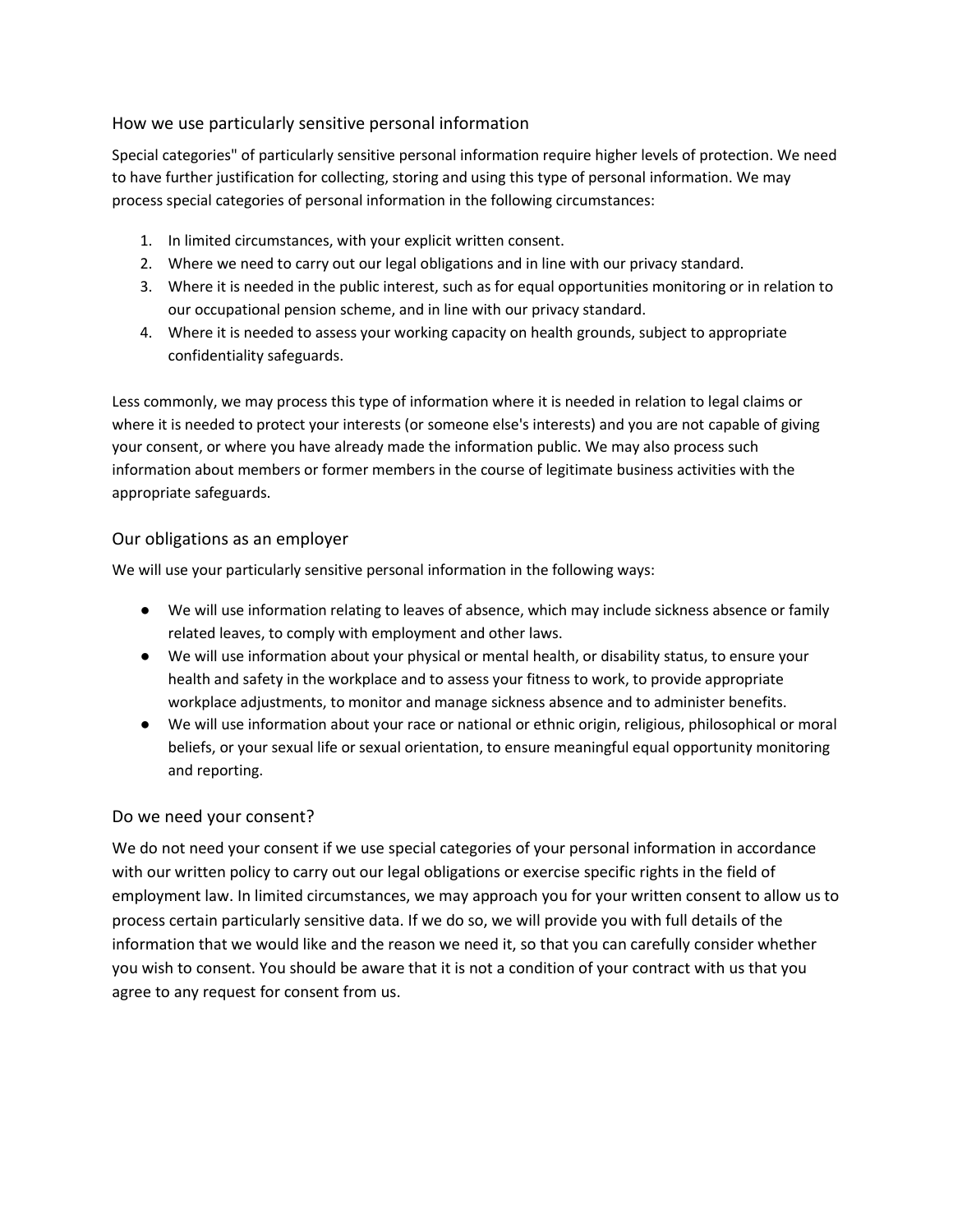## How we use particularly sensitive personal information

Special categories" of particularly sensitive personal information require higher levels of protection. We need to have further justification for collecting, storing and using this type of personal information. We may process special categories of personal information in the following circumstances:

1. In limited circumstances, with your explicit written consent.
2. Where we need to carry out our legal obligations and in line with our privacy standard.
3. Where it is needed in the public interest, such as for equal opportunities monitoring or in relation to our occupational pension scheme, and in line with our privacy standard.
4. Where it is needed to assess your working capacity on health grounds, subject to appropriate confidentiality safeguards.

Less commonly, we may process this type of information where it is needed in relation to legal claims or where it is needed to protect your interests (or someone else's interests) and you are not capable of giving your consent, or where you have already made the information public. We may also process such information about members or former members in the course of legitimate business activities with the appropriate safeguards.

## Our obligations as an employer

We will use your particularly sensitive personal information in the following ways:

- We will use information relating to leaves of absence, which may include sickness absence or family related leaves, to comply with employment and other laws.
- We will use information about your physical or mental health, or disability status, to ensure your health and safety in the workplace and to assess your fitness to work, to provide appropriate workplace adjustments, to monitor and manage sickness absence and to administer benefits.
- We will use information about your race or national or ethnic origin, religious, philosophical or moral beliefs, or your sexual life or sexual orientation, to ensure meaningful equal opportunity monitoring and reporting.

## Do we need your consent?

We do not need your consent if we use special categories of your personal information in accordance with our written policy to carry out our legal obligations or exercise specific rights in the field of employment law. In limited circumstances, we may approach you for your written consent to allow us to process certain particularly sensitive data. If we do so, we will provide you with full details of the information that we would like and the reason we need it, so that you can carefully consider whether you wish to consent. You should be aware that it is not a condition of your contract with us that you agree to any request for consent from us.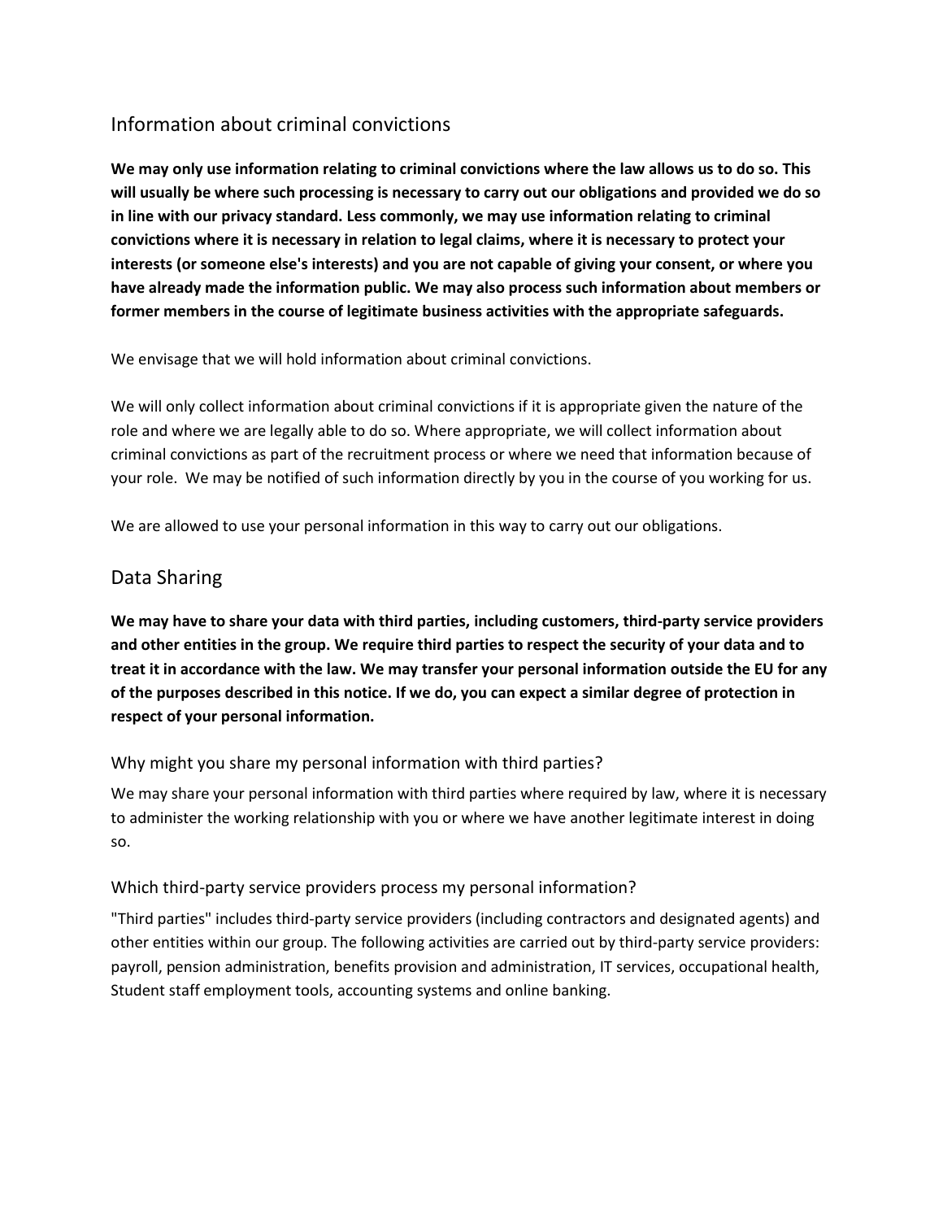## Information about criminal convictions

**We may only use information relating to criminal convictions where the law allows us to do so. This will usually be where such processing is necessary to carry out our obligations and provided we do so in line with our privacy standard. Less commonly, we may use information relating to criminal convictions where it is necessary in relation to legal claims, where it is necessary to protect your interests (or someone else's interests) and you are not capable of giving your consent, or where you have already made the information public. We may also process such information about members or former members in the course of legitimate business activities with the appropriate safeguards.**

We envisage that we will hold information about criminal convictions.

We will only collect information about criminal convictions if it is appropriate given the nature of the role and where we are legally able to do so. Where appropriate, we will collect information about criminal convictions as part of the recruitment process or where we need that information because of your role. We may be notified of such information directly by you in the course of you working for us.

We are allowed to use your personal information in this way to carry out our obligations.

## Data Sharing

**We may have to share your data with third parties, including customers, third-party service providers and other entities in the group. We require third parties to respect the security of your data and to treat it in accordance with the law. We may transfer your personal information outside the EU for any of the purposes described in this notice. If we do, you can expect a similar degree of protection in respect of your personal information.**

### Why might you share my personal information with third parties?

We may share your personal information with third parties where required by law, where it is necessary to administer the working relationship with you or where we have another legitimate interest in doing so.

### Which third-party service providers process my personal information?

"Third parties" includes third-party service providers (including contractors and designated agents) and other entities within our group. The following activities are carried out by third-party service providers: payroll, pension administration, benefits provision and administration, IT services, occupational health, Student staff employment tools, accounting systems and online banking.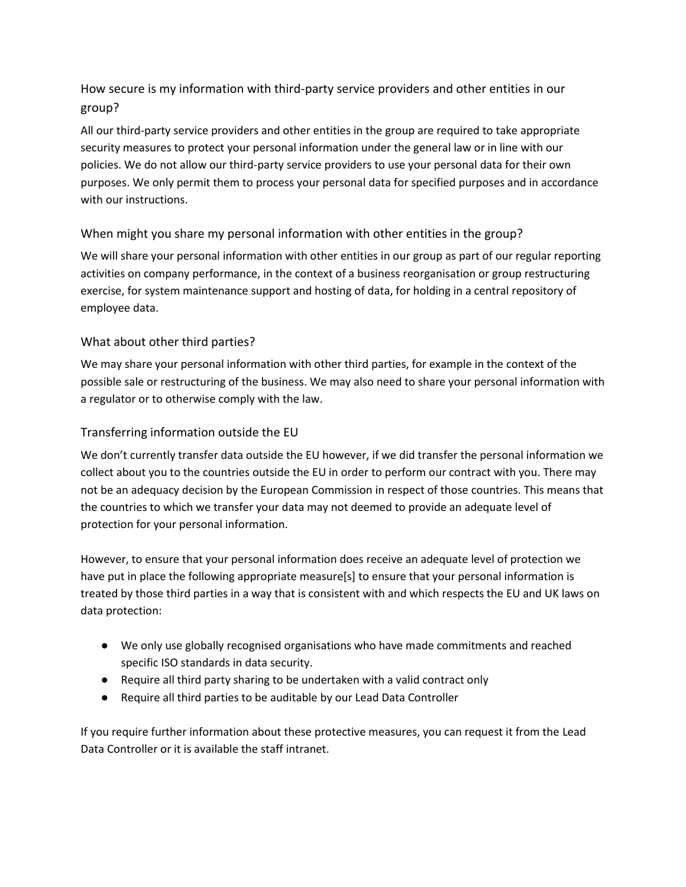## How secure is my information with third-party service providers and other entities in our group?

All our third-party service providers and other entities in the group are required to take appropriate security measures to protect your personal information under the general law or in line with our policies. We do not allow our third-party service providers to use your personal data for their own purposes. We only permit them to process your personal data for specified purposes and in accordance with our instructions.

## When might you share my personal information with other entities in the group?

We will share your personal information with other entities in our group as part of our regular reporting activities on company performance, in the context of a business reorganisation or group restructuring exercise, for system maintenance support and hosting of data, for holding in a central repository of employee data.

## What about other third parties?

We may share your personal information with other third parties, for example in the context of the possible sale or restructuring of the business. We may also need to share your personal information with a regulator or to otherwise comply with the law.

## Transferring information outside the EU

We don't currently transfer data outside the EU however, if we did transfer the personal information we collect about you to the countries outside the EU in order to perform our contract with you. There may not be an adequacy decision by the European Commission in respect of those countries. This means that the countries to which we transfer your data may not deemed to provide an adequate level of protection for your personal information.

However, to ensure that your personal information does receive an adequate level of protection we have put in place the following appropriate measure[s] to ensure that your personal information is treated by those third parties in a way that is consistent with and which respects the EU and UK laws on data protection:

- We only use globally recognised organisations who have made commitments and reached specific ISO standards in data security.
- Require all third party sharing to be undertaken with a valid contract only
- Require all third parties to be auditable by our Lead Data Controller

If you require further information about these protective measures, you can request it from the Lead Data Controller or it is available the staff intranet.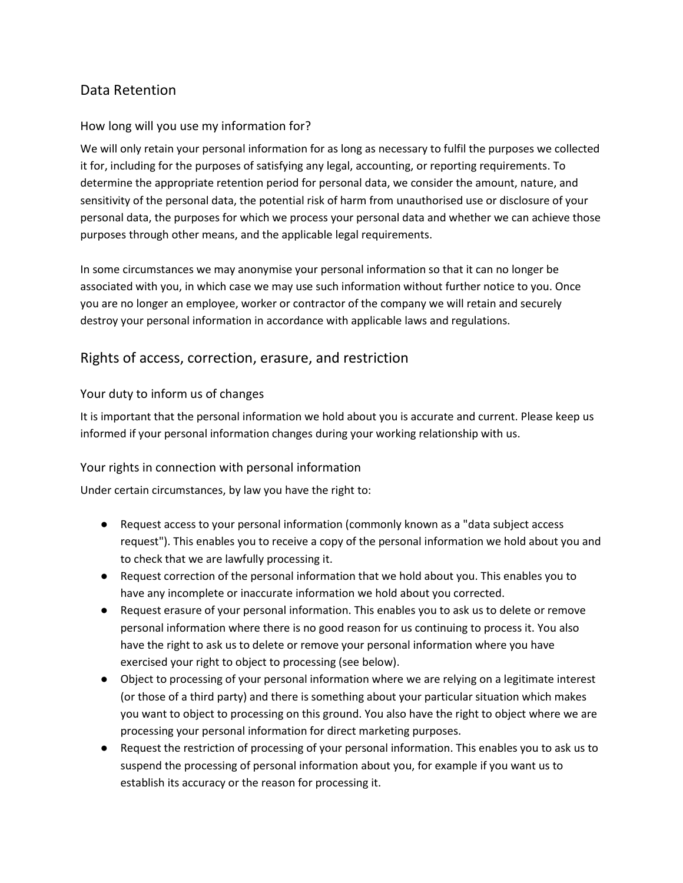## Data Retention

### How long will you use my information for?

We will only retain your personal information for as long as necessary to fulfil the purposes we collected it for, including for the purposes of satisfying any legal, accounting, or reporting requirements. To determine the appropriate retention period for personal data, we consider the amount, nature, and sensitivity of the personal data, the potential risk of harm from unauthorised use or disclosure of your personal data, the purposes for which we process your personal data and whether we can achieve those purposes through other means, and the applicable legal requirements.

In some circumstances we may anonymise your personal information so that it can no longer be associated with you, in which case we may use such information without further notice to you. Once you are no longer an employee, worker or contractor of the company we will retain and securely destroy your personal information in accordance with applicable laws and regulations.

## Rights of access, correction, erasure, and restriction

### Your duty to inform us of changes

It is important that the personal information we hold about you is accurate and current. Please keep us informed if your personal information changes during your working relationship with us.

### Your rights in connection with personal information

Under certain circumstances, by law you have the right to:

- Request access to your personal information (commonly known as a "data subject access request"). This enables you to receive a copy of the personal information we hold about you and to check that we are lawfully processing it.
- Request correction of the personal information that we hold about you. This enables you to have any incomplete or inaccurate information we hold about you corrected.
- Request erasure of your personal information. This enables you to ask us to delete or remove personal information where there is no good reason for us continuing to process it. You also have the right to ask us to delete or remove your personal information where you have exercised your right to object to processing (see below).
- Object to processing of your personal information where we are relying on a legitimate interest (or those of a third party) and there is something about your particular situation which makes you want to object to processing on this ground. You also have the right to object where we are processing your personal information for direct marketing purposes.
- Request the restriction of processing of your personal information. This enables you to ask us to suspend the processing of personal information about you, for example if you want us to establish its accuracy or the reason for processing it.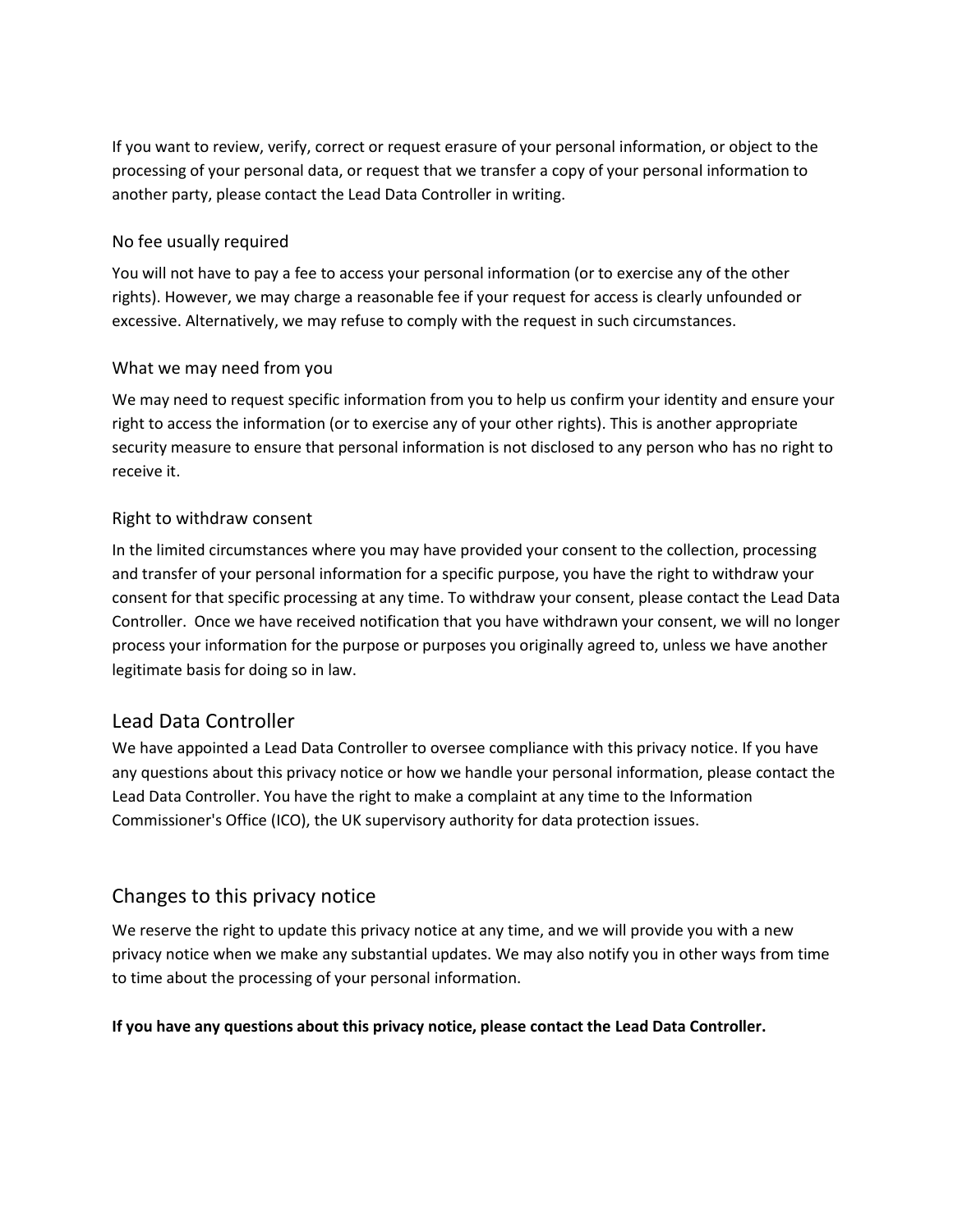If you want to review, verify, correct or request erasure of your personal information, or object to the processing of your personal data, or request that we transfer a copy of your personal information to another party, please contact the Lead Data Controller in writing.

### No fee usually required

You will not have to pay a fee to access your personal information (or to exercise any of the other rights). However, we may charge a reasonable fee if your request for access is clearly unfounded or excessive. Alternatively, we may refuse to comply with the request in such circumstances.

### What we may need from you

We may need to request specific information from you to help us confirm your identity and ensure your right to access the information (or to exercise any of your other rights). This is another appropriate security measure to ensure that personal information is not disclosed to any person who has no right to receive it.

### Right to withdraw consent

In the limited circumstances where you may have provided your consent to the collection, processing and transfer of your personal information for a specific purpose, you have the right to withdraw your consent for that specific processing at any time. To withdraw your consent, please contact the Lead Data Controller. Once we have received notification that you have withdrawn your consent, we will no longer process your information for the purpose or purposes you originally agreed to, unless we have another legitimate basis for doing so in law.

## Lead Data Controller

We have appointed a Lead Data Controller to oversee compliance with this privacy notice. If you have any questions about this privacy notice or how we handle your personal information, please contact the Lead Data Controller. You have the right to make a complaint at any time to the Information Commissioner's Office (ICO), the UK supervisory authority for data protection issues.

## Changes to this privacy notice

We reserve the right to update this privacy notice at any time, and we will provide you with a new privacy notice when we make any substantial updates. We may also notify you in other ways from time to time about the processing of your personal information.

**If you have any questions about this privacy notice, please contact the Lead Data Controller.**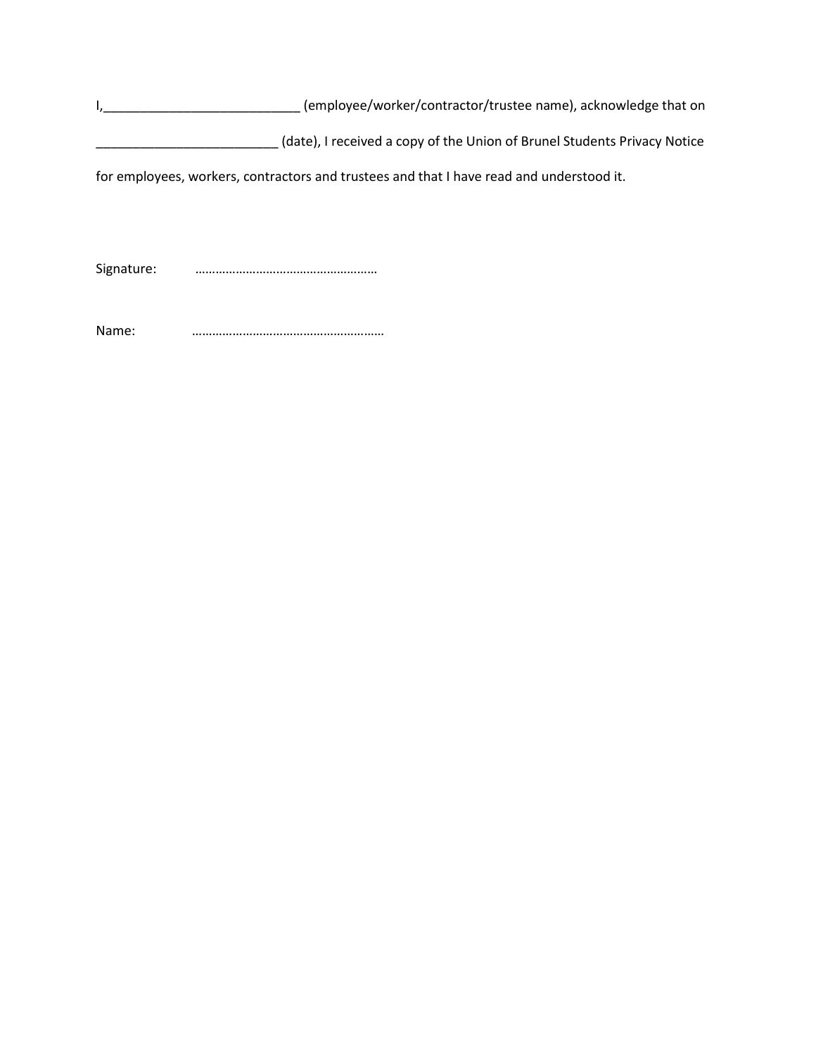I,____________________________ (employee/worker/contractor/trustee name), acknowledge that on _________________________ (date), I received a copy of the Union of Brunel Students Privacy Notice for employees, workers, contractors and trustees and that I have read and understood it.

Signature: ………………………………………………

Name: …………………………………………………